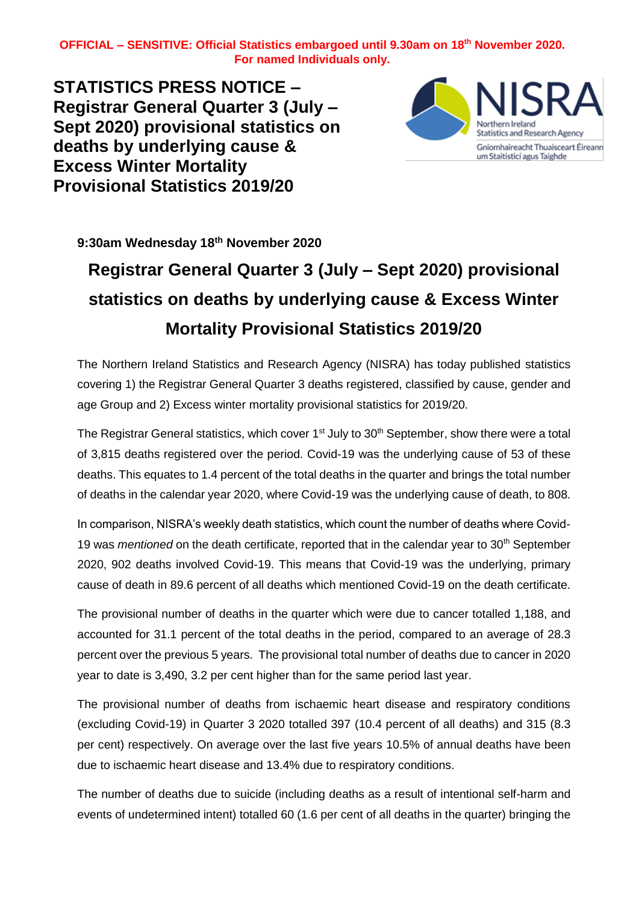**OFFICIAL – SENSITIVE: Official Statistics embargoed until 9.30am on 18th November 2020. For named Individuals only.**

# STATISTICS PRESS NOTICE – Registrar General Quarter 3 (July – Sept 2020) provisional statistics on deaths by underlying cause & Excess Winter Mortality Provisional Statistics 2019/20

NISRA
Northern Ireland Statistics and Research Agency
Gníomhaireacht Thuaisceart Éireann um Staitisticí agus Taighde

**9:30am Wednesday 18th November 2020**

## Registrar General Quarter 3 (July – Sept 2020) provisional statistics on deaths by underlying cause & Excess Winter Mortality Provisional Statistics 2019/20

The Northern Ireland Statistics and Research Agency (NISRA) has today published statistics covering 1) the Registrar General Quarter 3 deaths registered, classified by cause, gender and age Group and 2) Excess winter mortality provisional statistics for 2019/20.

The Registrar General statistics, which cover 1st July to 30th September, show there were a total of 3,815 deaths registered over the period. Covid-19 was the underlying cause of 53 of these deaths. This equates to 1.4 percent of the total deaths in the quarter and brings the total number of deaths in the calendar year 2020, where Covid-19 was the underlying cause of death, to 808.

In comparison, NISRA's weekly death statistics, which count the number of deaths where Covid-19 was *mentioned* on the death certificate, reported that in the calendar year to 30th September 2020, 902 deaths involved Covid-19. This means that Covid-19 was the underlying, primary cause of death in 89.6 percent of all deaths which mentioned Covid-19 on the death certificate.

The provisional number of deaths in the quarter which were due to cancer totalled 1,188, and accounted for 31.1 percent of the total deaths in the period, compared to an average of 28.3 percent over the previous 5 years. The provisional total number of deaths due to cancer in 2020 year to date is 3,490, 3.2 per cent higher than for the same period last year.

The provisional number of deaths from ischaemic heart disease and respiratory conditions (excluding Covid-19) in Quarter 3 2020 totalled 397 (10.4 percent of all deaths) and 315 (8.3 per cent) respectively. On average over the last five years 10.5% of annual deaths have been due to ischaemic heart disease and 13.4% due to respiratory conditions.

The number of deaths due to suicide (including deaths as a result of intentional self-harm and events of undetermined intent) totalled 60 (1.6 per cent of all deaths in the quarter) bringing the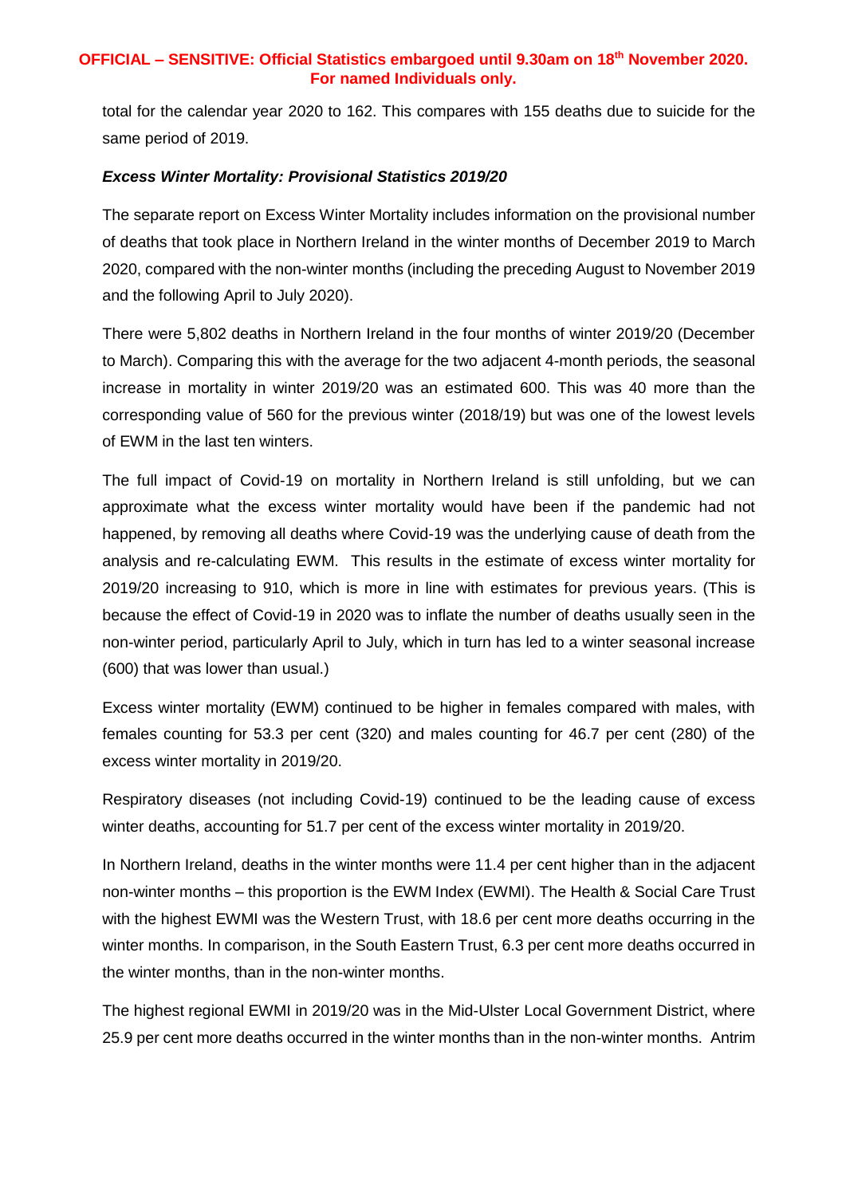total for the calendar year 2020 to 162. This compares with 155 deaths due to suicide for the same period of 2019.

***Excess Winter Mortality: Provisional Statistics 2019/20***

The separate report on Excess Winter Mortality includes information on the provisional number of deaths that took place in Northern Ireland in the winter months of December 2019 to March 2020, compared with the non-winter months (including the preceding August to November 2019 and the following April to July 2020).

There were 5,802 deaths in Northern Ireland in the four months of winter 2019/20 (December to March). Comparing this with the average for the two adjacent 4-month periods, the seasonal increase in mortality in winter 2019/20 was an estimated 600. This was 40 more than the corresponding value of 560 for the previous winter (2018/19) but was one of the lowest levels of EWM in the last ten winters.

The full impact of Covid-19 on mortality in Northern Ireland is still unfolding, but we can approximate what the excess winter mortality would have been if the pandemic had not happened, by removing all deaths where Covid-19 was the underlying cause of death from the analysis and re-calculating EWM. This results in the estimate of excess winter mortality for 2019/20 increasing to 910, which is more in line with estimates for previous years. (This is because the effect of Covid-19 in 2020 was to inflate the number of deaths usually seen in the non-winter period, particularly April to July, which in turn has led to a winter seasonal increase (600) that was lower than usual.)

Excess winter mortality (EWM) continued to be higher in females compared with males, with females counting for 53.3 per cent (320) and males counting for 46.7 per cent (280) of the excess winter mortality in 2019/20.

Respiratory diseases (not including Covid-19) continued to be the leading cause of excess winter deaths, accounting for 51.7 per cent of the excess winter mortality in 2019/20.

In Northern Ireland, deaths in the winter months were 11.4 per cent higher than in the adjacent non-winter months – this proportion is the EWM Index (EWMI). The Health & Social Care Trust with the highest EWMI was the Western Trust, with 18.6 per cent more deaths occurring in the winter months. In comparison, in the South Eastern Trust, 6.3 per cent more deaths occurred in the winter months, than in the non-winter months.

The highest regional EWMI in 2019/20 was in the Mid-Ulster Local Government District, where 25.9 per cent more deaths occurred in the winter months than in the non-winter months. Antrim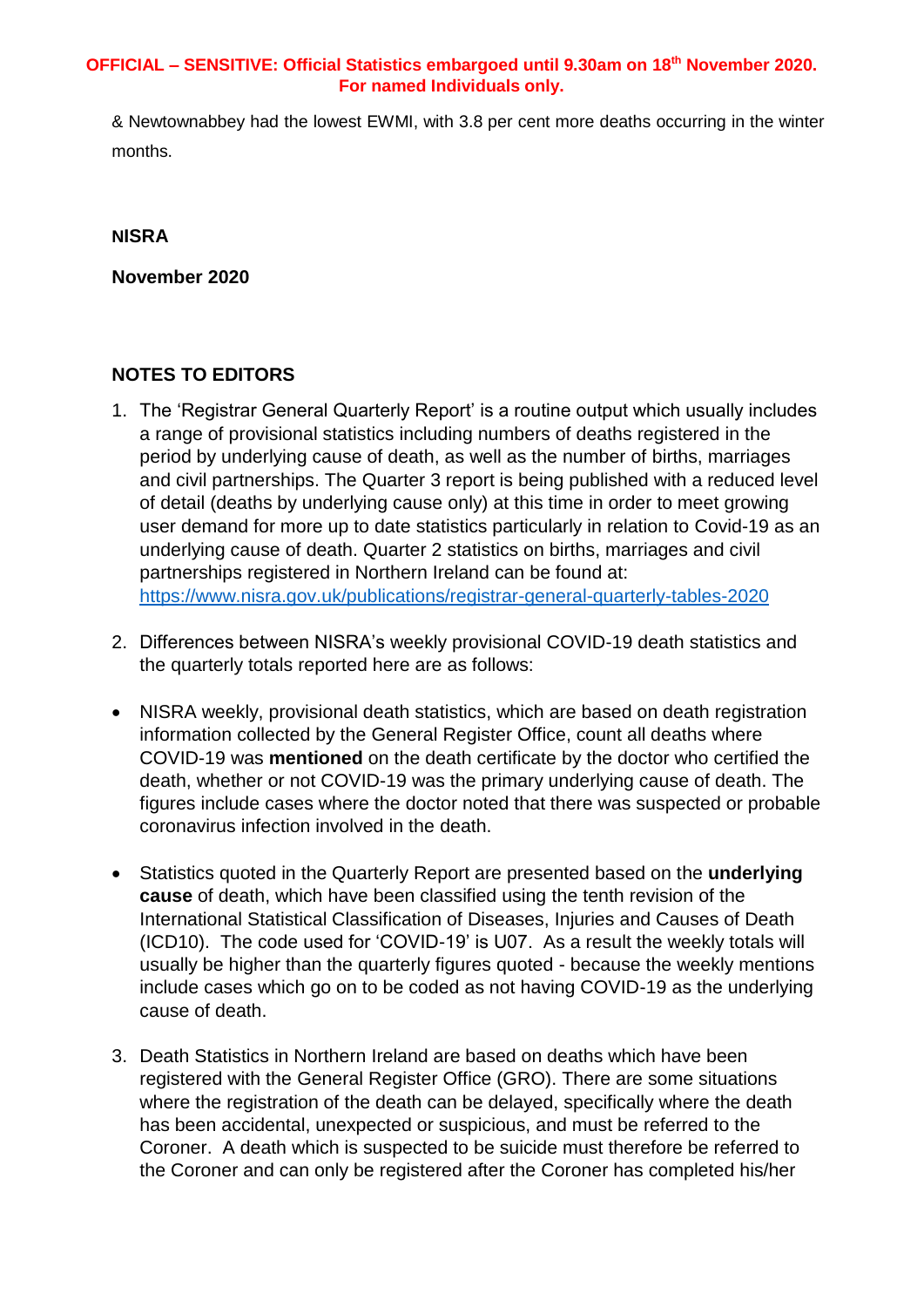& Newtownabbey had the lowest EWMI, with 3.8 per cent more deaths occurring in the winter months.

**NISRA**

**November 2020**

**NOTES TO EDITORS**

1. The 'Registrar General Quarterly Report' is a routine output which usually includes a range of provisional statistics including numbers of deaths registered in the period by underlying cause of death, as well as the number of births, marriages and civil partnerships. The Quarter 3 report is being published with a reduced level of detail (deaths by underlying cause only) at this time in order to meet growing user demand for more up to date statistics particularly in relation to Covid-19 as an underlying cause of death. Quarter 2 statistics on births, marriages and civil partnerships registered in Northern Ireland can be found at: [https://www.nisra.gov.uk/publications/registrar-general-quarterly-tables-2020](https://www.nisra.gov.uk/publications/registrar-general-quarterly-tables-2020)

2. Differences between NISRA's weekly provisional COVID-19 death statistics and the quarterly totals reported here are as follows:

- NISRA weekly, provisional death statistics, which are based on death registration information collected by the General Register Office, count all deaths where COVID-19 was **mentioned** on the death certificate by the doctor who certified the death, whether or not COVID-19 was the primary underlying cause of death. The figures include cases where the doctor noted that there was suspected or probable coronavirus infection involved in the death.

- Statistics quoted in the Quarterly Report are presented based on the **underlying cause** of death, which have been classified using the tenth revision of the International Statistical Classification of Diseases, Injuries and Causes of Death (ICD10). The code used for 'COVID-19' is U07. As a result the weekly totals will usually be higher than the quarterly figures quoted - because the weekly mentions include cases which go on to be coded as not having COVID-19 as the underlying cause of death.

3. Death Statistics in Northern Ireland are based on deaths which have been registered with the General Register Office (GRO). There are some situations where the registration of the death can be delayed, specifically where the death has been accidental, unexpected or suspicious, and must be referred to the Coroner. A death which is suspected to be suicide must therefore be referred to the Coroner and can only be registered after the Coroner has completed his/her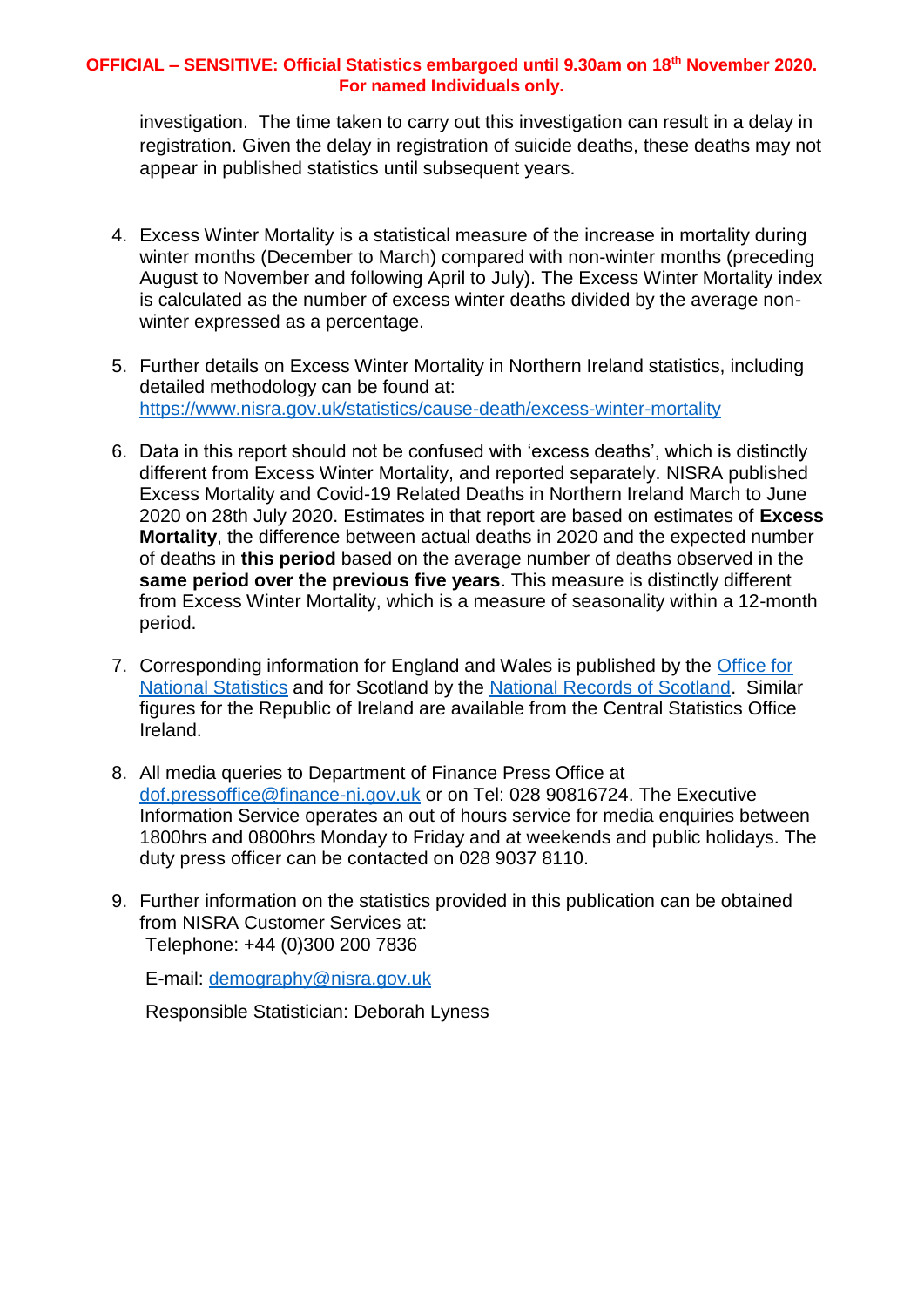investigation. The time taken to carry out this investigation can result in a delay in registration. Given the delay in registration of suicide deaths, these deaths may not appear in published statistics until subsequent years.

4. Excess Winter Mortality is a statistical measure of the increase in mortality during winter months (December to March) compared with non-winter months (preceding August to November and following April to July). The Excess Winter Mortality index is calculated as the number of excess winter deaths divided by the average non-winter expressed as a percentage.

5. Further details on Excess Winter Mortality in Northern Ireland statistics, including detailed methodology can be found at: [https://www.nisra.gov.uk/statistics/cause-death/excess-winter-mortality](https://www.nisra.gov.uk/statistics/cause-death/excess-winter-mortality)

6. Data in this report should not be confused with 'excess deaths', which is distinctly different from Excess Winter Mortality, and reported separately. NISRA published Excess Mortality and Covid-19 Related Deaths in Northern Ireland March to June 2020 on 28th July 2020. Estimates in that report are based on estimates of **Excess Mortality**, the difference between actual deaths in 2020 and the expected number of deaths in **this period** based on the average number of deaths observed in the **same period over the previous five years**. This measure is distinctly different from Excess Winter Mortality, which is a measure of seasonality within a 12-month period.

7. Corresponding information for England and Wales is published by the Office for National Statistics and for Scotland by the National Records of Scotland. Similar figures for the Republic of Ireland are available from the Central Statistics Office Ireland.

8. All media queries to Department of Finance Press Office at dof.pressoffice@finance-ni.gov.uk or on Tel: 028 90816724. The Executive Information Service operates an out of hours service for media enquiries between 1800hrs and 0800hrs Monday to Friday and at weekends and public holidays. The duty press officer can be contacted on 028 9037 8110.

9. Further information on the statistics provided in this publication can be obtained from NISRA Customer Services at:
   Telephone: +44 (0)300 200 7836

   E-mail: demography@nisra.gov.uk

   Responsible Statistician: Deborah Lyness